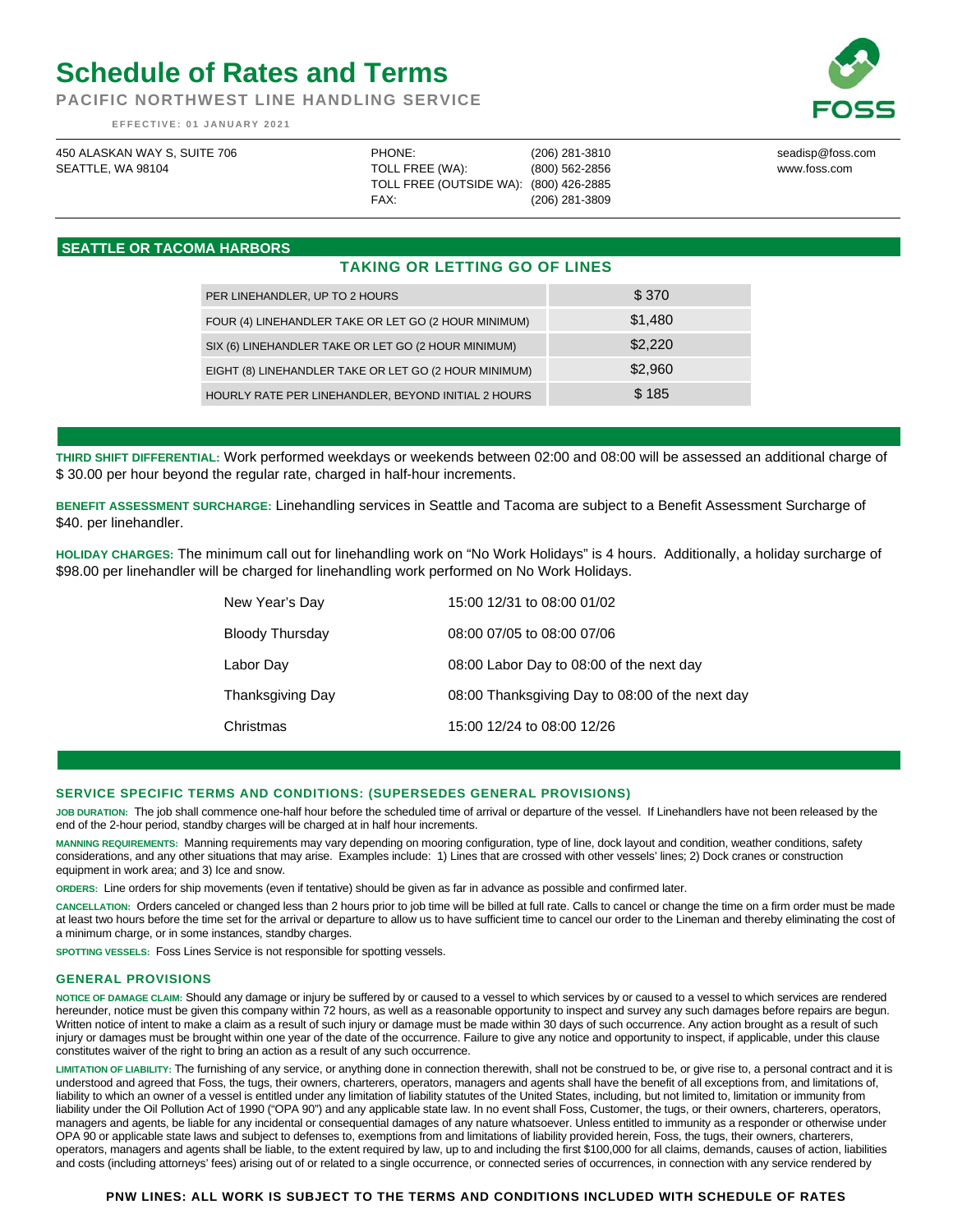# Schedule of Rates and Terms

**PACIFIC NORTHWEST LINE HANDLING SERVICE**

EFFECTIVE: 01 JANUARY 2021

FOSS

450 ALASKAN WAY S, SUITE 706
SEATTLE, WA 98104

PHONE: (206) 281-3810
TOLL FREE (WA): (800) 562-2856
TOLL FREE (OUTSIDE WA): (800) 426-2885
FAX: (206) 281-3809

seadisp@foss.com
www.foss.com

## SEATTLE OR TACOMA HARBORS

### TAKING OR LETTING GO OF LINES

| | |
|---|---|
| PER LINEHANDLER, UP TO 2 HOURS | $ 370 |
| FOUR (4) LINEHANDLER TAKE OR LET GO (2 HOUR MINIMUM) | $1,480 |
| SIX (6) LINEHANDLER TAKE OR LET GO (2 HOUR MINIMUM) | $2,220 |
| EIGHT (8) LINEHANDLER TAKE OR LET GO (2 HOUR MINIMUM) | $2,960 |
| HOURLY RATE PER LINEHANDLER, BEYOND INITIAL 2 HOURS | $ 185 |

**THIRD SHIFT DIFFERENTIAL:** Work performed weekdays or weekends between 02:00 and 08:00 will be assessed an additional charge of $ 30.00 per hour beyond the regular rate, charged in half-hour increments.

**BENEFIT ASSESSMENT SURCHARGE:** Linehandling services in Seattle and Tacoma are subject to a Benefit Assessment Surcharge of $40. per linehandler.

**HOLIDAY CHARGES:** The minimum call out for linehandling work on "No Work Holidays" is 4 hours. Additionally, a holiday surcharge of $98.00 per linehandler will be charged for linehandling work performed on No Work Holidays.

| | |
|---|---|
| New Year's Day | 15:00 12/31 to 08:00 01/02 |
| Bloody Thursday | 08:00 07/05 to 08:00 07/06 |
| Labor Day | 08:00 Labor Day to 08:00 of the next day |
| Thanksgiving Day | 08:00 Thanksgiving Day to 08:00 of the next day |
| Christmas | 15:00 12/24 to 08:00 12/26 |

### SERVICE SPECIFIC TERMS AND CONDITIONS: (SUPERSEDES GENERAL PROVISIONS)

**JOB DURATION:** The job shall commence one-half hour before the scheduled time of arrival or departure of the vessel. If Linehandlers have not been released by the end of the 2-hour period, standby charges will be charged at in half hour increments.

**MANNING REQUIREMENTS:** Manning requirements may vary depending on mooring configuration, type of line, dock layout and condition, weather conditions, safety considerations, and any other situations that may arise. Examples include: 1) Lines that are crossed with other vessels' lines; 2) Dock cranes or construction equipment in work area; and 3) Ice and snow.

**ORDERS:** Line orders for ship movements (even if tentative) should be given as far in advance as possible and confirmed later.

**CANCELLATION:** Orders canceled or changed less than 2 hours prior to job time will be billed at full rate. Calls to cancel or change the time on a firm order must be made at least two hours before the time set for the arrival or departure to allow us to have sufficient time to cancel our order to the Lineman and thereby eliminating the cost of a minimum charge, or in some instances, standby charges.

**SPOTTING VESSELS:** Foss Lines Service is not responsible for spotting vessels.

### GENERAL PROVISIONS

**NOTICE OF DAMAGE CLAIM:** Should any damage or injury be suffered by or caused to a vessel to which services by or caused to a vessel to which services are rendered hereunder, notice must be given this company within 72 hours, as well as a reasonable opportunity to inspect and survey any such damages before repairs are begun. Written notice of intent to make a claim as a result of such injury or damage must be made within 30 days of such occurrence. Any action brought as a result of such injury or damages must be brought within one year of the date of the occurrence. Failure to give any notice and opportunity to inspect, if applicable, under this clause constitutes waiver of the right to bring an action as a result of any such occurrence.

**LIMITATION OF LIABILITY:** The furnishing of any service, or anything done in connection therewith, shall not be construed to be, or give rise to, a personal contract and it is understood and agreed that Foss, the tugs, their owners, charterers, operators, managers and agents shall have the benefit of all exceptions from, and limitations of, liability to which an owner of a vessel is entitled under any limitation of liability statutes of the United States, including, but not limited to, limitation or immunity from liability under the Oil Pollution Act of 1990 ("OPA 90") and any applicable state law. In no event shall Foss, Customer, the tugs, or their owners, charterers, operators, managers and agents, be liable for any incidental or consequential damages of any nature whatsoever. Unless entitled to immunity as a responder or otherwise under OPA 90 or applicable state laws and subject to defenses to, exemptions from and limitations of liability provided herein, Foss, the tugs, their owners, charterers, operators, managers and agents shall be liable, to the extent required by law, up to and including the first $100,000 for all claims, demands, causes of action, liabilities and costs (including attorneys' fees) arising out of or related to a single occurrence, or connected series of occurrences, in connection with any service rendered by

**PNW LINES: ALL WORK IS SUBJECT TO THE TERMS AND CONDITIONS INCLUDED WITH SCHEDULE OF RATES**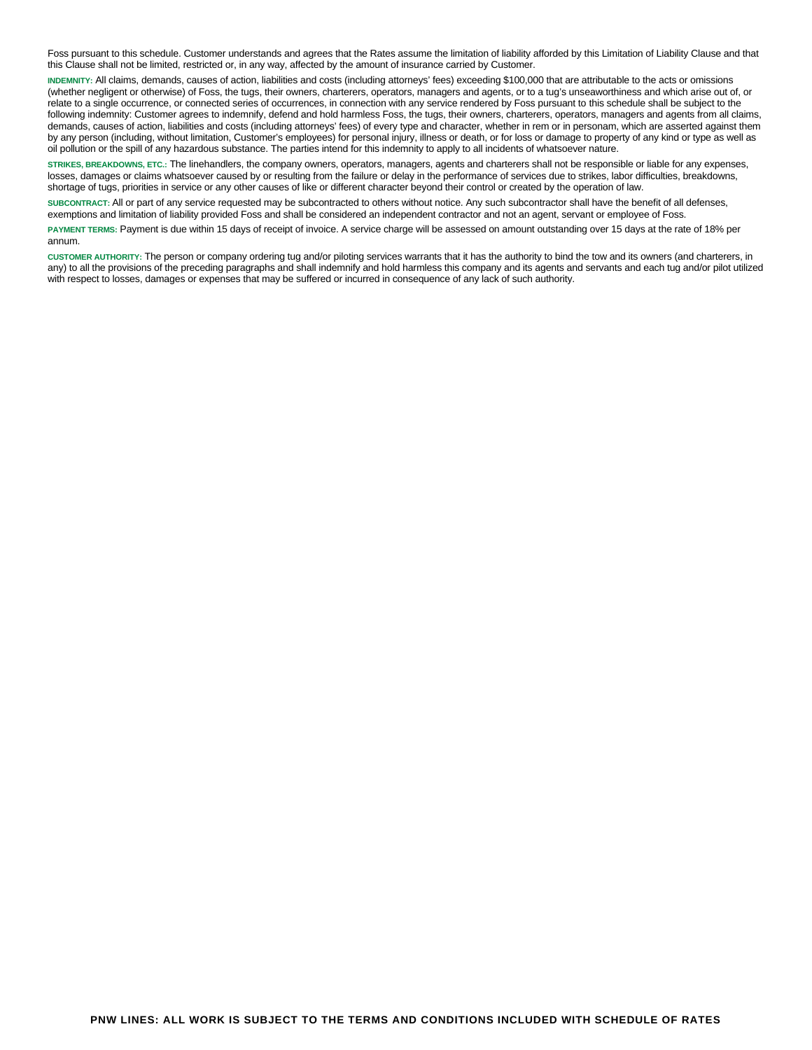Foss pursuant to this schedule. Customer understands and agrees that the Rates assume the limitation of liability afforded by this Limitation of Liability Clause and that this Clause shall not be limited, restricted or, in any way, affected by the amount of insurance carried by Customer.

**INDEMNITY:** All claims, demands, causes of action, liabilities and costs (including attorneys' fees) exceeding $100,000 that are attributable to the acts or omissions (whether negligent or otherwise) of Foss, the tugs, their owners, charterers, operators, managers and agents, or to a tug's unseaworthiness and which arise out of, or relate to a single occurrence, or connected series of occurrences, in connection with any service rendered by Foss pursuant to this schedule shall be subject to the following indemnity: Customer agrees to indemnify, defend and hold harmless Foss, the tugs, their owners, charterers, operators, managers and agents from all claims, demands, causes of action, liabilities and costs (including attorneys' fees) of every type and character, whether in rem or in personam, which are asserted against them by any person (including, without limitation, Customer's employees) for personal injury, illness or death, or for loss or damage to property of any kind or type as well as oil pollution or the spill of any hazardous substance. The parties intend for this indemnity to apply to all incidents of whatsoever nature.

**STRIKES, BREAKDOWNS, ETC.:** The linehandlers, the company owners, operators, managers, agents and charterers shall not be responsible or liable for any expenses, losses, damages or claims whatsoever caused by or resulting from the failure or delay in the performance of services due to strikes, labor difficulties, breakdowns, shortage of tugs, priorities in service or any other causes of like or different character beyond their control or created by the operation of law.

**SUBCONTRACT:** All or part of any service requested may be subcontracted to others without notice. Any such subcontractor shall have the benefit of all defenses, exemptions and limitation of liability provided Foss and shall be considered an independent contractor and not an agent, servant or employee of Foss.

**PAYMENT TERMS:** Payment is due within 15 days of receipt of invoice. A service charge will be assessed on amount outstanding over 15 days at the rate of 18% per annum.

**CUSTOMER AUTHORITY:** The person or company ordering tug and/or piloting services warrants that it has the authority to bind the tow and its owners (and charterers, in any) to all the provisions of the preceding paragraphs and shall indemnify and hold harmless this company and its agents and servants and each tug and/or pilot utilized with respect to losses, damages or expenses that may be suffered or incurred in consequence of any lack of such authority.

**PNW LINES: ALL WORK IS SUBJECT TO THE TERMS AND CONDITIONS INCLUDED WITH SCHEDULE OF RATES**